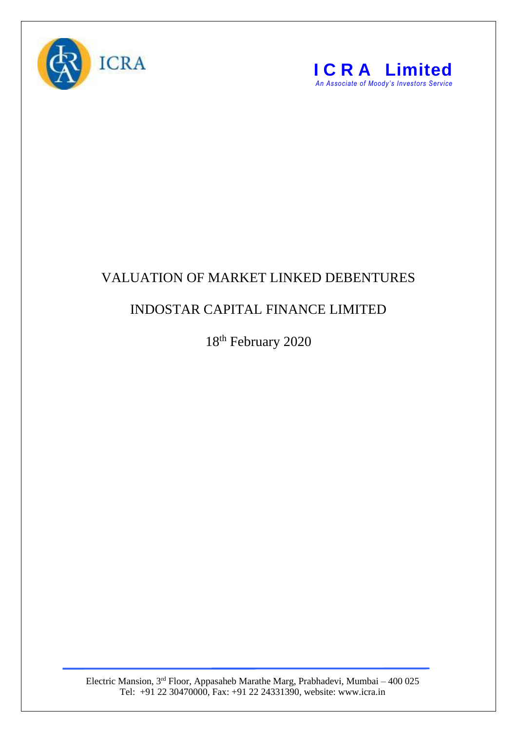**I C R A Limited**

*An Associate of Moody's Investors Service*

# VALUATION OF MARKET LINKED DEBENTURES

## INDOSTAR CAPITAL FINANCE LIMITED

18th February 2020

Electric Mansion, 3rd Floor, Appasaheb Marathe Marg, Prabhadevi, Mumbai – 400 025
Tel: +91 22 30470000, Fax: +91 22 24331390, website: www.icra.in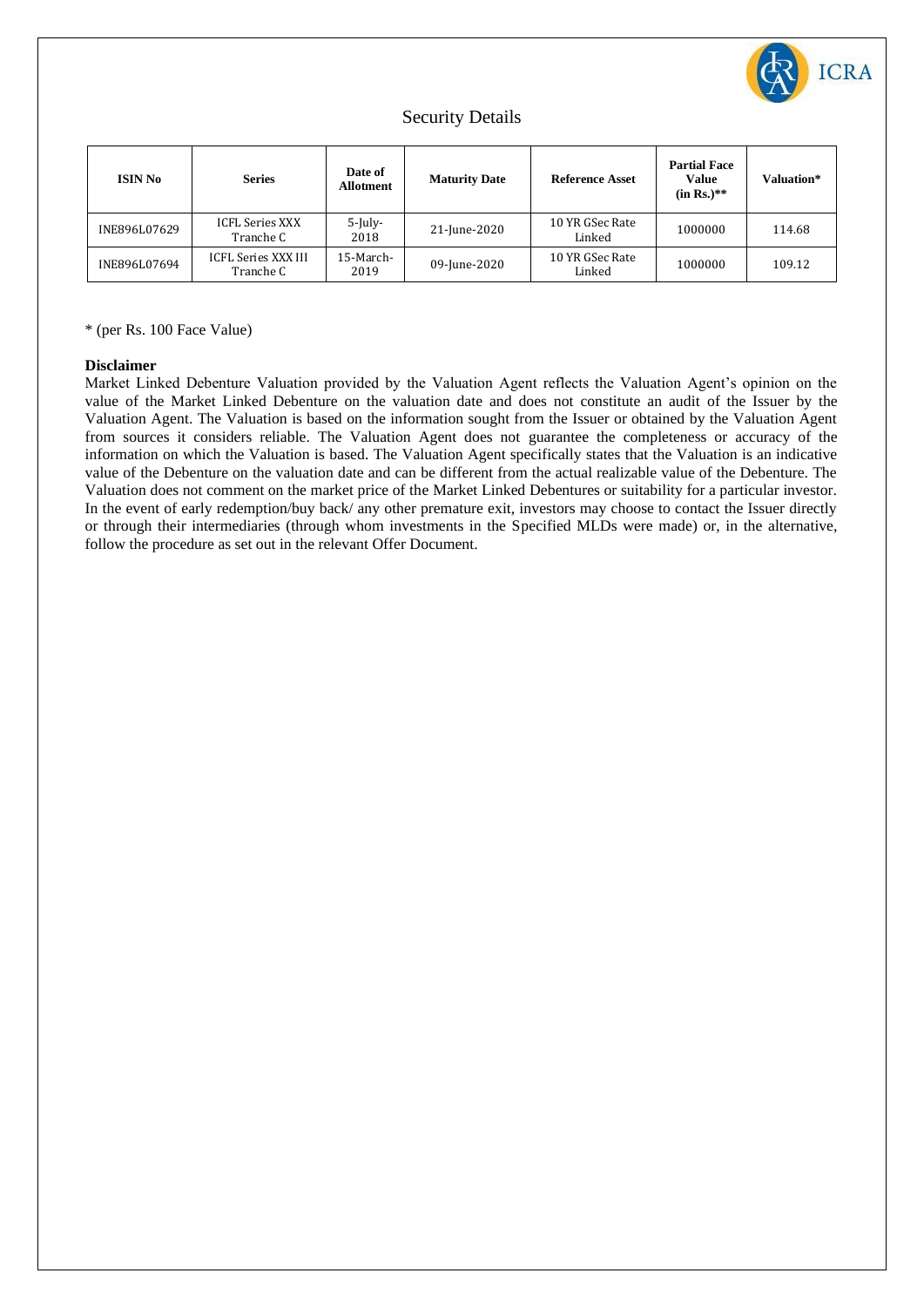## Security Details

| ISIN No | Series | Date of Allotment | Maturity Date | Reference Asset | Partial Face Value (in Rs.)** | Valuation* |
|---|---|---|---|---|---|---|
| INE896L07629 | ICFL Series XXX Tranche C | 5-July-2018 | 21-June-2020 | 10 YR GSec Rate Linked | 1000000 | 114.68 |
| INE896L07694 | ICFL Series XXX III Tranche C | 15-March-2019 | 09-June-2020 | 10 YR GSec Rate Linked | 1000000 | 109.12 |

* (per Rs. 100 Face Value)

**Disclaimer**

Market Linked Debenture Valuation provided by the Valuation Agent reflects the Valuation Agent's opinion on the value of the Market Linked Debenture on the valuation date and does not constitute an audit of the Issuer by the Valuation Agent. The Valuation is based on the information sought from the Issuer or obtained by the Valuation Agent from sources it considers reliable. The Valuation Agent does not guarantee the completeness or accuracy of the information on which the Valuation is based. The Valuation Agent specifically states that the Valuation is an indicative value of the Debenture on the valuation date and can be different from the actual realizable value of the Debenture. The Valuation does not comment on the market price of the Market Linked Debentures or suitability for a particular investor. In the event of early redemption/buy back/ any other premature exit, investors may choose to contact the Issuer directly or through their intermediaries (through whom investments in the Specified MLDs were made) or, in the alternative, follow the procedure as set out in the relevant Offer Document.